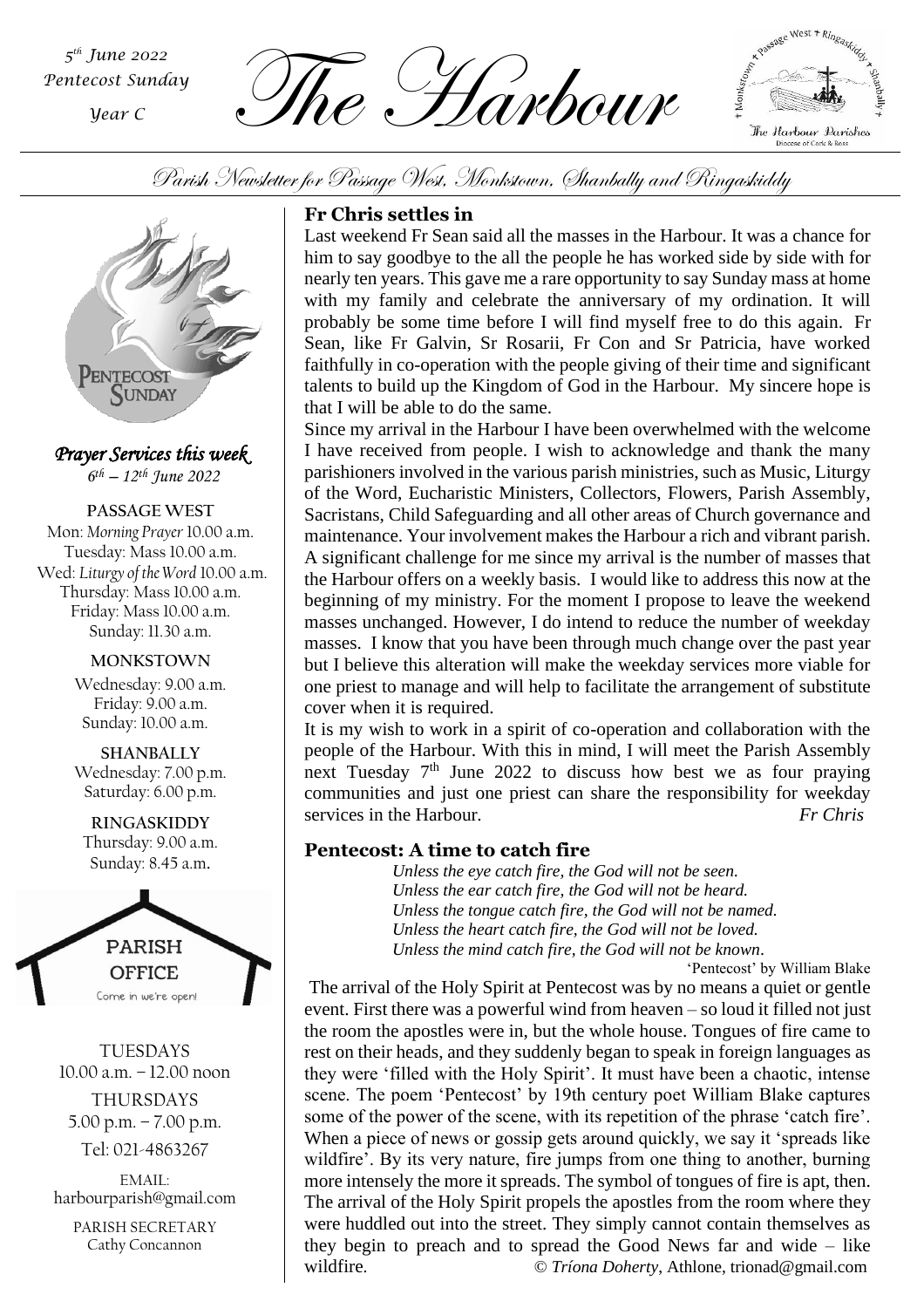*5th June 2022*
*Pentecost Sunday*
*Year C*

# The Harbour

Parish Newsletter for Passage West, Monkstown, Shanbally and Ringaskiddy

PENTECOST SUNDAY

***Prayer Services this week***
*6th – 12th June 2022*

**PASSAGE WEST**
Mon: *Morning Prayer* 10.00 a.m.
Tuesday: Mass 10.00 a.m.
Wed: *Liturgy of the Word* 10.00 a.m.
Thursday: Mass 10.00 a.m.
Friday: Mass 10.00 a.m.
Sunday: 11.30 a.m.

**MONKSTOWN**
Wednesday: 9.00 a.m.
Friday: 9.00 a.m.
Sunday: 10.00 a.m.

**SHANBALLY**
Wednesday: 7.00 p.m.
Saturday: 6.00 p.m.

**RINGASKIDDY**
Thursday: 9.00 a.m.
Sunday: 8.45 a.m.

**PARISH OFFICE**
Come in we're open!

TUESDAYS
10.00 a.m. – 12.00 noon

THURSDAYS
5.00 p.m. – 7.00 p.m.

Tel: 021-4863267

EMAIL:
harbourparish@gmail.com

PARISH SECRETARY
Cathy Concannon

## Fr Chris settles in

Last weekend Fr Sean said all the masses in the Harbour. It was a chance for him to say goodbye to the all the people he has worked side by side with for nearly ten years. This gave me a rare opportunity to say Sunday mass at home with my family and celebrate the anniversary of my ordination. It will probably be some time before I will find myself free to do this again. Fr Sean, like Fr Galvin, Sr Rosarii, Fr Con and Sr Patricia, have worked faithfully in co-operation with the people giving of their time and significant talents to build up the Kingdom of God in the Harbour. My sincere hope is that I will be able to do the same.

Since my arrival in the Harbour I have been overwhelmed with the welcome I have received from people. I wish to acknowledge and thank the many parishioners involved in the various parish ministries, such as Music, Liturgy of the Word, Eucharistic Ministers, Collectors, Flowers, Parish Assembly, Sacristans, Child Safeguarding and all other areas of Church governance and maintenance. Your involvement makes the Harbour a rich and vibrant parish. A significant challenge for me since my arrival is the number of masses that the Harbour offers on a weekly basis. I would like to address this now at the beginning of my ministry. For the moment I propose to leave the weekend masses unchanged. However, I do intend to reduce the number of weekday masses. I know that you have been through much change over the past year but I believe this alteration will make the weekday services more viable for one priest to manage and will help to facilitate the arrangement of substitute cover when it is required.

It is my wish to work in a spirit of co-operation and collaboration with the people of the Harbour. With this in mind, I will meet the Parish Assembly next Tuesday 7th June 2022 to discuss how best we as four praying communities and just one priest can share the responsibility for weekday services in the Harbour. *Fr Chris*

## Pentecost: A time to catch fire

*Unless the eye catch fire, the God will not be seen.*
*Unless the ear catch fire, the God will not be heard.*
*Unless the tongue catch fire, the God will not be named.*
*Unless the heart catch fire, the God will not be loved.*
*Unless the mind catch fire, the God will not be known.*

'Pentecost' by William Blake

The arrival of the Holy Spirit at Pentecost was by no means a quiet or gentle event. First there was a powerful wind from heaven – so loud it filled not just the room the apostles were in, but the whole house. Tongues of fire came to rest on their heads, and they suddenly began to speak in foreign languages as they were 'filled with the Holy Spirit'. It must have been a chaotic, intense scene. The poem 'Pentecost' by 19th century poet William Blake captures some of the power of the scene, with its repetition of the phrase 'catch fire'. When a piece of news or gossip gets around quickly, we say it 'spreads like wildfire'. By its very nature, fire jumps from one thing to another, burning more intensely the more it spreads. The symbol of tongues of fire is apt, then. The arrival of the Holy Spirit propels the apostles from the room where they were huddled out into the street. They simply cannot contain themselves as they begin to preach and to spread the Good News far and wide – like wildfire. © *Tríona Doherty*, Athlone, trionad@gmail.com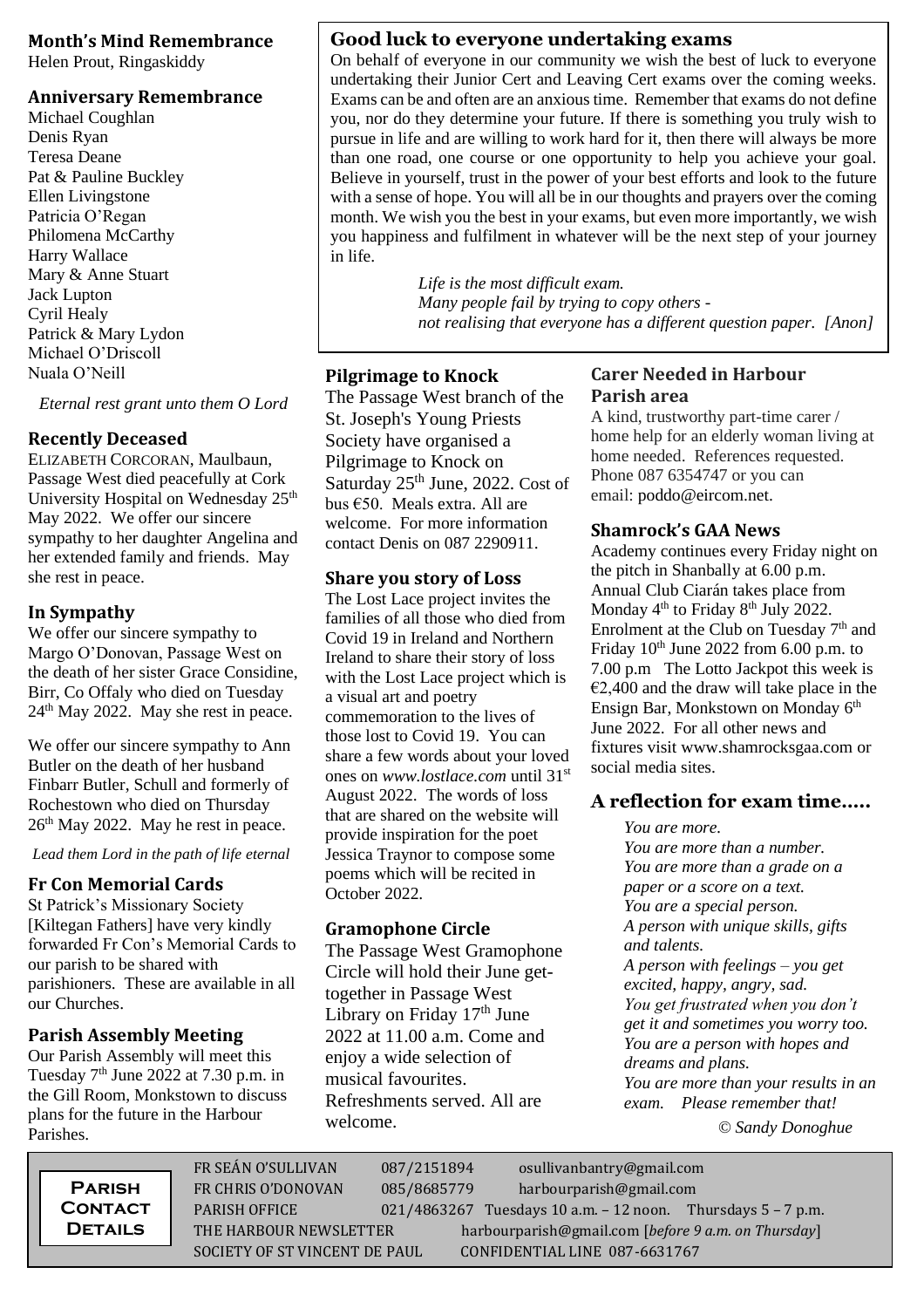## Month's Mind Remembrance

Helen Prout, Ringaskiddy

## Anniversary Remembrance

Michael Coughlan
Denis Ryan
Teresa Deane
Pat & Pauline Buckley
Ellen Livingstone
Patricia O'Regan
Philomena McCarthy
Harry Wallace
Mary & Anne Stuart
Jack Lupton
Cyril Healy
Patrick & Mary Lydon
Michael O'Driscoll
Nuala O'Neill

*Eternal rest grant unto them O Lord*

## Recently Deceased

ELIZABETH CORCORAN, Maulbaun, Passage West died peacefully at Cork University Hospital on Wednesday 25th May 2022. We offer our sincere sympathy to her daughter Angelina and her extended family and friends. May she rest in peace.

## In Sympathy

We offer our sincere sympathy to Margo O'Donovan, Passage West on the death of her sister Grace Considine, Birr, Co Offaly who died on Tuesday 24th May 2022. May she rest in peace.

We offer our sincere sympathy to Ann Butler on the death of her husband Finbarr Butler, Schull and formerly of Rochestown who died on Thursday 26th May 2022. May he rest in peace.

*Lead them Lord in the path of life eternal*

## Fr Con Memorial Cards

St Patrick's Missionary Society [Kiltegan Fathers] have very kindly forwarded Fr Con's Memorial Cards to our parish to be shared with parishioners. These are available in all our Churches.

## Parish Assembly Meeting

Our Parish Assembly will meet this Tuesday 7th June 2022 at 7.30 p.m. in the Gill Room, Monkstown to discuss plans for the future in the Harbour Parishes.

## Good luck to everyone undertaking exams

On behalf of everyone in our community we wish the best of luck to everyone undertaking their Junior Cert and Leaving Cert exams over the coming weeks. Exams can be and often are an anxious time. Remember that exams do not define you, nor do they determine your future. If there is something you truly wish to pursue in life and are willing to work hard for it, then there will always be more than one road, one course or one opportunity to help you achieve your goal. Believe in yourself, trust in the power of your best efforts and look to the future with a sense of hope. You will all be in our thoughts and prayers over the coming month. We wish you the best in your exams, but even more importantly, we wish you happiness and fulfilment in whatever will be the next step of your journey in life.

*Life is the most difficult exam.*
*Many people fail by trying to copy others -*
*not realising that everyone has a different question paper. [Anon]*

## Pilgrimage to Knock

The Passage West branch of the St. Joseph's Young Priests Society have organised a Pilgrimage to Knock on Saturday 25th June, 2022. Cost of bus €50. Meals extra. All are welcome. For more information contact Denis on 087 2290911.

## Share you story of Loss

The Lost Lace project invites the families of all those who died from Covid 19 in Ireland and Northern Ireland to share their story of loss with the Lost Lace project which is a visual art and poetry commemoration to the lives of those lost to Covid 19. You can share a few words about your loved ones on *www.lostlace.com* until 31st August 2022. The words of loss that are shared on the website will provide inspiration for the poet Jessica Traynor to compose some poems which will be recited in October 2022.

## Gramophone Circle

The Passage West Gramophone Circle will hold their June get-together in Passage West Library on Friday 17th June 2022 at 11.00 a.m. Come and enjoy a wide selection of musical favourites. Refreshments served. All are welcome.

## Carer Needed in Harbour Parish area

A kind, trustworthy part-time carer / home help for an elderly woman living at home needed. References requested. Phone 087 6354747 or you can email: poddo@eircom.net.

## Shamrock's GAA News

Academy continues every Friday night on the pitch in Shanbally at 6.00 p.m. Annual Club Ciarán takes place from Monday 4th to Friday 8th July 2022. Enrolment at the Club on Tuesday 7th and Friday 10th June 2022 from 6.00 p.m. to 7.00 p.m The Lotto Jackpot this week is €2,400 and the draw will take place in the Ensign Bar, Monkstown on Monday 6th June 2022. For all other news and fixtures visit www.shamrocksgaa.com or social media sites.

## A reflection for exam time.....

*You are more.*
*You are more than a number.*
*You are more than a grade on a paper or a score on a text.*
*You are a special person.*
*A person with unique skills, gifts and talents.*
*A person with feelings – you get excited, happy, angry, sad.*
*You get frustrated when you don't get it and sometimes you worry too.*
*You are a person with hopes and dreams and plans.*
*You are more than your results in an exam. Please remember that!*

*© Sandy Donoghue*

**Parish Contact Details**

| | | |
|---|---|---|
| FR SEÁN O'SULLIVAN | 087/2151894 | osullivanbantry@gmail.com |
| FR CHRIS O'DONOVAN | 085/8685779 | harbourparish@gmail.com |
| PARISH OFFICE | 021/4863267 | Tuesdays 10 a.m. – 12 noon. Thursdays 5 – 7 p.m. |
| THE HARBOUR NEWSLETTER | | harbourparish@gmail.com [*before 9 a.m. on Thursday*] |
| SOCIETY OF ST VINCENT DE PAUL | | CONFIDENTIAL LINE 087-6631767 |